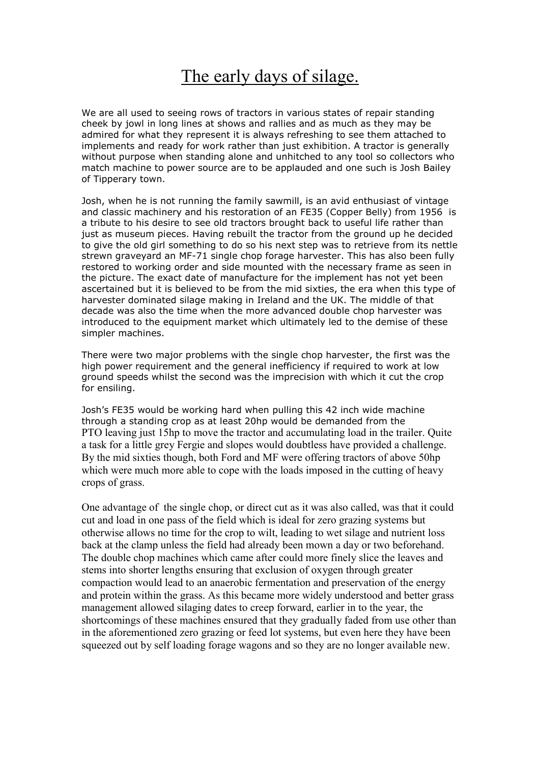# The early days of silage.

We are all used to seeing rows of tractors in various states of repair standing cheek by jowl in long lines at shows and rallies and as much as they may be admired for what they represent it is always refreshing to see them attached to implements and ready for work rather than just exhibition. A tractor is generally without purpose when standing alone and unhitched to any tool so collectors who match machine to power source are to be applauded and one such is Josh Bailey of Tipperary town.

Josh, when he is not running the family sawmill, is an avid enthusiast of vintage and classic machinery and his restoration of an FE35 (Copper Belly) from 1956 is a tribute to his desire to see old tractors brought back to useful life rather than just as museum pieces. Having rebuilt the tractor from the ground up he decided to give the old girl something to do so his next step was to retrieve from its nettle strewn graveyard an MF-71 single chop forage harvester. This has also been fully restored to working order and side mounted with the necessary frame as seen in the picture. The exact date of manufacture for the implement has not yet been ascertained but it is believed to be from the mid sixties, the era when this type of harvester dominated silage making in Ireland and the UK. The middle of that decade was also the time when the more advanced double chop harvester was introduced to the equipment market which ultimately led to the demise of these simpler machines.

There were two major problems with the single chop harvester, the first was the high power requirement and the general inefficiency if required to work at low ground speeds whilst the second was the imprecision with which it cut the crop for ensiling.

Josh's FE35 would be working hard when pulling this 42 inch wide machine through a standing crop as at least 20hp would be demanded from the PTO leaving just 15hp to move the tractor and accumulating load in the trailer. Quite a task for a little grey Fergie and slopes would doubtless have provided a challenge. By the mid sixties though, both Ford and MF were offering tractors of above 50hp which were much more able to cope with the loads imposed in the cutting of heavy crops of grass.

One advantage of the single chop, or direct cut as it was also called, was that it could cut and load in one pass of the field which is ideal for zero grazing systems but otherwise allows no time for the crop to wilt, leading to wet silage and nutrient loss back at the clamp unless the field had already been mown a day or two beforehand. The double chop machines which came after could more finely slice the leaves and stems into shorter lengths ensuring that exclusion of oxygen through greater compaction would lead to an anaerobic fermentation and preservation of the energy and protein within the grass. As this became more widely understood and better grass management allowed silaging dates to creep forward, earlier in to the year, the shortcomings of these machines ensured that they gradually faded from use other than in the aforementioned zero grazing or feed lot systems, but even here they have been squeezed out by self loading forage wagons and so they are no longer available new.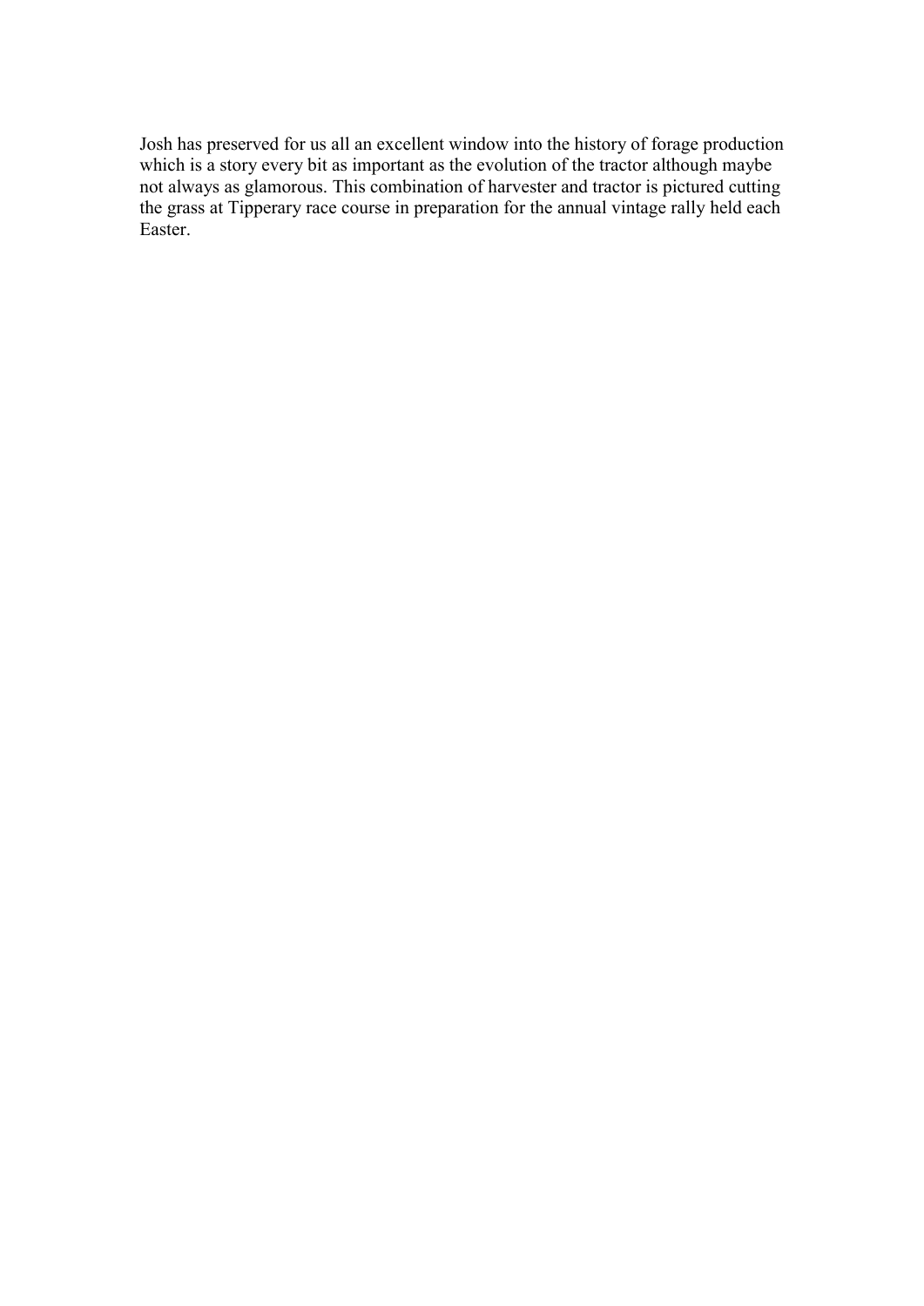Josh has preserved for us all an excellent window into the history of forage production which is a story every bit as important as the evolution of the tractor although maybe not always as glamorous. This combination of harvester and tractor is pictured cutting the grass at Tipperary race course in preparation for the annual vintage rally held each Easter.